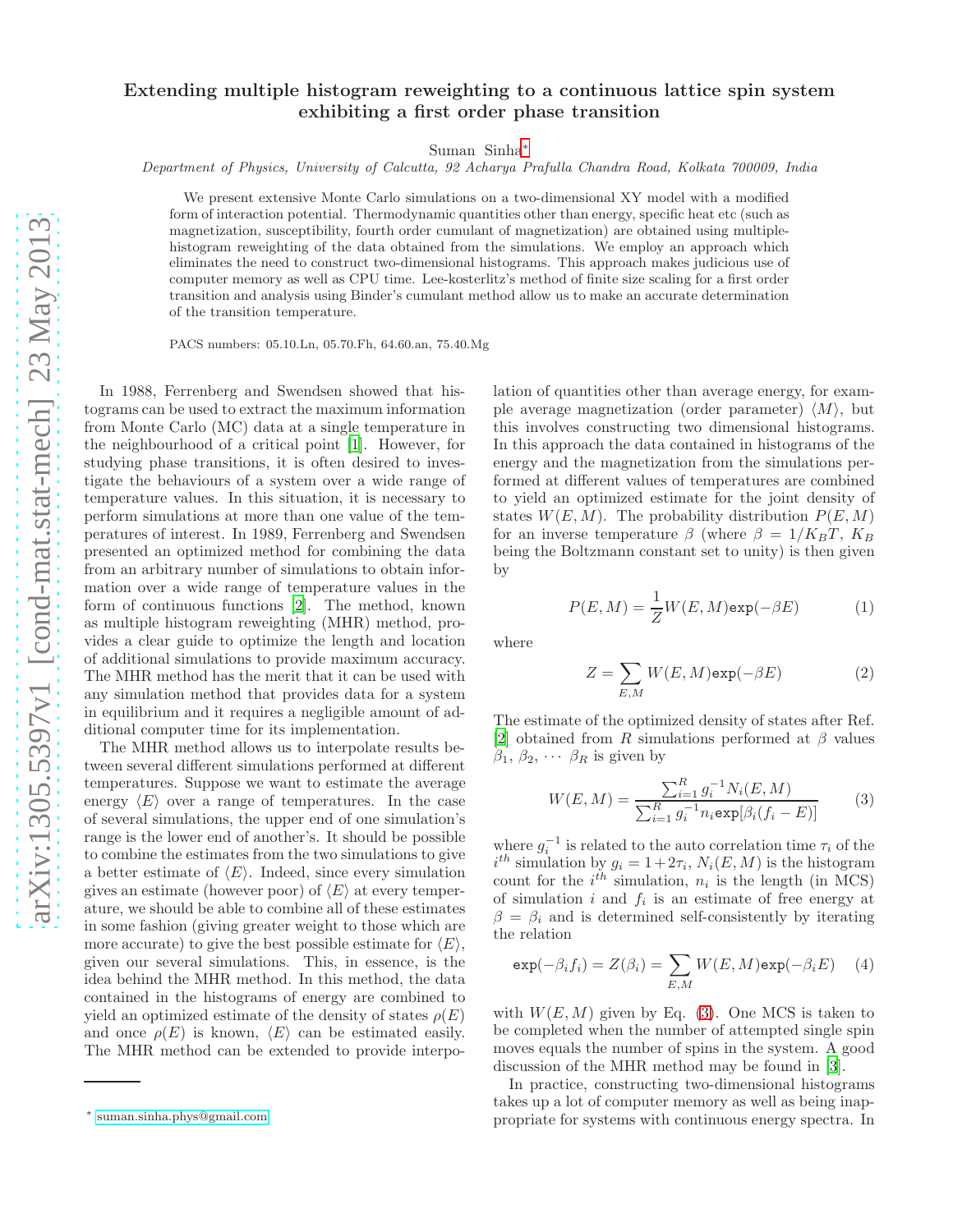# Extending multiple histogram reweighting to a continuous lattice spin system exhibiting a first order phase transition

Suman Sinha*

*Department of Physics, University of Calcutta, 92 Acharya Prafulla Chandra Road, Kolkata 700009, India*

We present extensive Monte Carlo simulations on a two-dimensional XY model with a modified form of interaction potential. Thermodynamic quantities other than energy, specific heat etc (such as magnetization, susceptibility, fourth order cumulant of magnetization) are obtained using multiple-histogram reweighting of the data obtained from the simulations. We employ an approach which eliminates the need to construct two-dimensional histograms. This approach makes judicious use of computer memory as well as CPU time. Lee-kosterlitz's method of finite size scaling for a first order transition and analysis using Binder's cumulant method allow us to make an accurate determination of the transition temperature.

PACS numbers: 05.10.Ln, 05.70.Fh, 64.60.an, 75.40.Mg

In 1988, Ferrenberg and Swendsen showed that histograms can be used to extract the maximum information from Monte Carlo (MC) data at a single temperature in the neighbourhood of a critical point [1]. However, for studying phase transitions, it is often desired to investigate the behaviours of a system over a wide range of temperature values. In this situation, it is necessary to perform simulations at more than one value of the temperatures of interest. In 1989, Ferrenberg and Swendsen presented an optimized method for combining the data from an arbitrary number of simulations to obtain information over a wide range of temperature values in the form of continuous functions [2]. The method, known as multiple histogram reweighting (MHR) method, provides a clear guide to optimize the length and location of additional simulations to provide maximum accuracy. The MHR method has the merit that it can be used with any simulation method that provides data for a system in equilibrium and it requires a negligible amount of additional computer time for its implementation.

The MHR method allows us to interpolate results between several different simulations performed at different temperatures. Suppose we want to estimate the average energy $\langle E \rangle$ over a range of temperatures. In the case of several simulations, the upper end of one simulation's range is the lower end of another's. It should be possible to combine the estimates from the two simulations to give a better estimate of $\langle E \rangle$. Indeed, since every simulation gives an estimate (however poor) of $\langle E \rangle$ at every temperature, we should be able to combine all of these estimates in some fashion (giving greater weight to those which are more accurate) to give the best possible estimate for $\langle E \rangle$, given our several simulations. This, in essence, is the idea behind the MHR method. In this method, the data contained in the histograms of energy are combined to yield an optimized estimate of the density of states $\rho(E)$ and once $\rho(E)$ is known, $\langle E \rangle$ can be estimated easily. The MHR method can be extended to provide interpolation of quantities other than average energy, for example average magnetization (order parameter) $\langle M \rangle$, but this involves constructing two dimensional histograms. In this approach the data contained in histograms of the energy and the magnetization from the simulations performed at different values of temperatures are combined to yield an optimized estimate for the joint density of states $W(E,M)$. The probability distribution $P(E,M)$ for an inverse temperature $\beta$ (where $\beta = 1/K_BT$, $K_B$ being the Boltzmann constant set to unity) is then given by

$$P(E,M) = \frac{1}{Z} W(E,M) \exp(-\beta E) \tag{1}$$

where

$$Z = \sum_{E,M} W(E,M) \exp(-\beta E) \tag{2}$$

The estimate of the optimized density of states after Ref. [2] obtained from $R$ simulations performed at $\beta$ values $\beta_1$, $\beta_2$, $\cdots$ $\beta_R$ is given by

$$W(E,M) = \frac{\sum_{i=1}^{R} g_i^{-1} N_i(E,M)}{\sum_{i=1}^{R} g_i^{-1} n_i \exp[\beta_i(f_i - E)]} \tag{3}$$

where $g_i^{-1}$ is related to the auto correlation time $\tau_i$ of the $i^{th}$ simulation by $g_i = 1 + 2\tau_i$, $N_i(E,M)$ is the histogram count for the $i^{th}$ simulation, $n_i$ is the length (in MCS) of simulation $i$ and $f_i$ is an estimate of free energy at $\beta = \beta_i$ and is determined self-consistently by iterating the relation

$$\exp(-\beta_i f_i) = Z(\beta_i) = \sum_{E,M} W(E,M) \exp(-\beta_i E) \tag{4}$$

with $W(E,M)$ given by Eq. (3). One MCS is taken to be completed when the number of attempted single spin moves equals the number of spins in the system. A good discussion of the MHR method may be found in [3].

In practice, constructing two-dimensional histograms takes up a lot of computer memory as well as being inappropriate for systems with continuous energy spectra. In

* suman.sinha.phys@gmail.com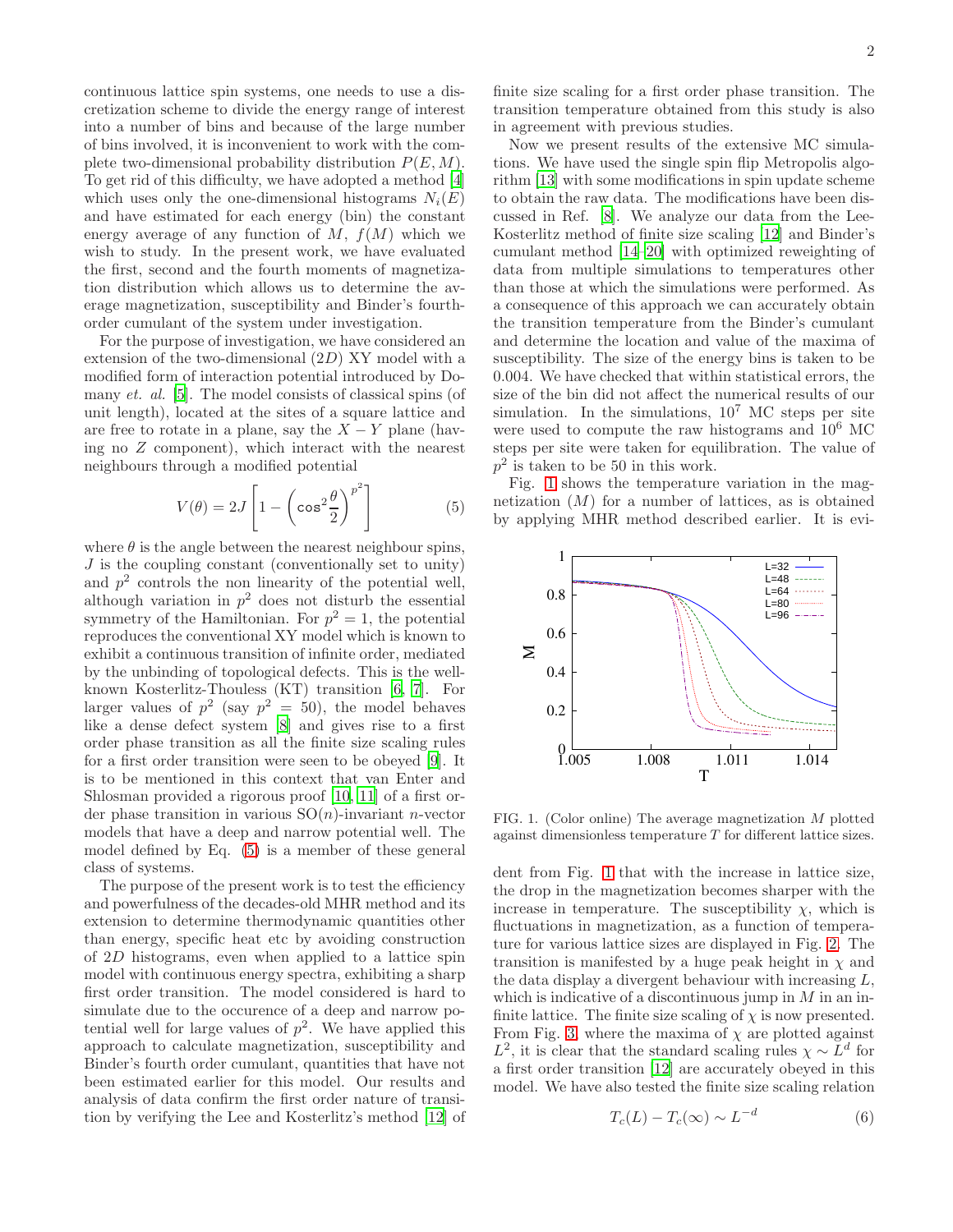continuous lattice spin systems, one needs to use a discretization scheme to divide the energy range of interest into a number of bins and because of the large number of bins involved, it is inconvenient to work with the complete two-dimensional probability distribution $P(E, M)$. To get rid of this difficulty, we have adopted a method [4] which uses only the one-dimensional histograms $N_i(E)$ and have estimated for each energy (bin) the constant energy average of any function of $M$, $f(M)$ which we wish to study. In the present work, we have evaluated the first, second and the fourth moments of magnetization distribution which allows us to determine the average magnetization, susceptibility and Binder's fourth-order cumulant of the system under investigation.

For the purpose of investigation, we have considered an extension of the two-dimensional ($2D$) XY model with a modified form of interaction potential introduced by Domany *et. al.* [5]. The model consists of classical spins (of unit length), located at the sites of a square lattice and are free to rotate in a plane, say the $X-Y$ plane (having no $Z$ component), which interact with the nearest neighbours through a modified potential

$$V(\theta) = 2J\left[1 - \left(\cos^2\frac{\theta}{2}\right)^{p^2}\right] \tag{5}$$

where $\theta$ is the angle between the nearest neighbour spins, $J$ is the coupling constant (conventionally set to unity) and $p^2$ controls the non linearity of the potential well, although variation in $p^2$ does not disturb the essential symmetry of the Hamiltonian. For $p^2 = 1$, the potential reproduces the conventional XY model which is known to exhibit a continuous transition of infinite order, mediated by the unbinding of topological defects. This is the well-known Kosterlitz-Thouless (KT) transition [6, 7]. For larger values of $p^2$ (say $p^2 = 50$), the model behaves like a dense defect system [8] and gives rise to a first order phase transition as all the finite size scaling rules for a first order transition were seen to be obeyed [9]. It is to be mentioned in this context that van Enter and Shlosman provided a rigorous proof [10, 11] of a first order phase transition in various SO($n$)-invariant $n$-vector models that have a deep and narrow potential well. The model defined by Eq. (5) is a member of these general class of systems.

The purpose of the present work is to test the efficiency and powerfulness of the decades-old MHR method and its extension to determine thermodynamic quantities other than energy, specific heat etc by avoiding construction of $2D$ histograms, even when applied to a lattice spin model with continuous energy spectra, exhibiting a sharp first order transition. The model considered is hard to simulate due to the occurence of a deep and narrow potential well for large values of $p^2$. We have applied this approach to calculate magnetization, susceptibility and Binder's fourth order cumulant, quantities that have not been estimated earlier for this model. Our results and analysis of data confirm the first order nature of transition by verifying the Lee and Kosterlitz's method [12] of finite size scaling for a first order phase transition. The transition temperature obtained from this study is also in agreement with previous studies.

Now we present results of the extensive MC simulations. We have used the single spin flip Metropolis algorithm [13] with some modifications in spin update scheme to obtain the raw data. The modifications have been discussed in Ref. [8]. We analyze our data from the Lee-Kosterlitz method of finite size scaling [12] and Binder's cumulant method [14–20] with optimized reweighting of data from multiple simulations to temperatures other than those at which the simulations were performed. As a consequence of this approach we can accurately obtain the transition temperature from the Binder's cumulant and determine the location and value of the maxima of susceptibility. The size of the energy bins is taken to be 0.004. We have checked that within statistical errors, the size of the bin did not affect the numerical results of our simulation. In the simulations, $10^7$ MC steps per site were used to compute the raw histograms and $10^6$ MC steps per site were taken for equilibration. The value of $p^2$ is taken to be 50 in this work.

Fig. 1 shows the temperature variation in the magnetization ($M$) for a number of lattices, as is obtained by applying MHR method described earlier. It is evident from Fig. 1 that with the increase in lattice size, the drop in the magnetization becomes sharper with the increase in temperature. The susceptibility $\chi$, which is fluctuations in magnetization, as a function of temperature for various lattice sizes are displayed in Fig. 2. The transition is manifested by a huge peak height in $\chi$ and the data display a divergent behaviour with increasing $L$, which is indicative of a discontinuous jump in $M$ in an infinite lattice. The finite size scaling of $\chi$ is now presented. From Fig. 3, where the maxima of $\chi$ are plotted against $L^2$, it is clear that the standard scaling rules $\chi \sim L^d$ for a first order transition [12] are accurately obeyed in this model. We have also tested the finite size scaling relation

$$T_c(L) - T_c(\infty) \sim L^{-d} \tag{6}$$

FIG. 1. (Color online) The average magnetization $M$ plotted against dimensionless temperature $T$ for different lattice sizes.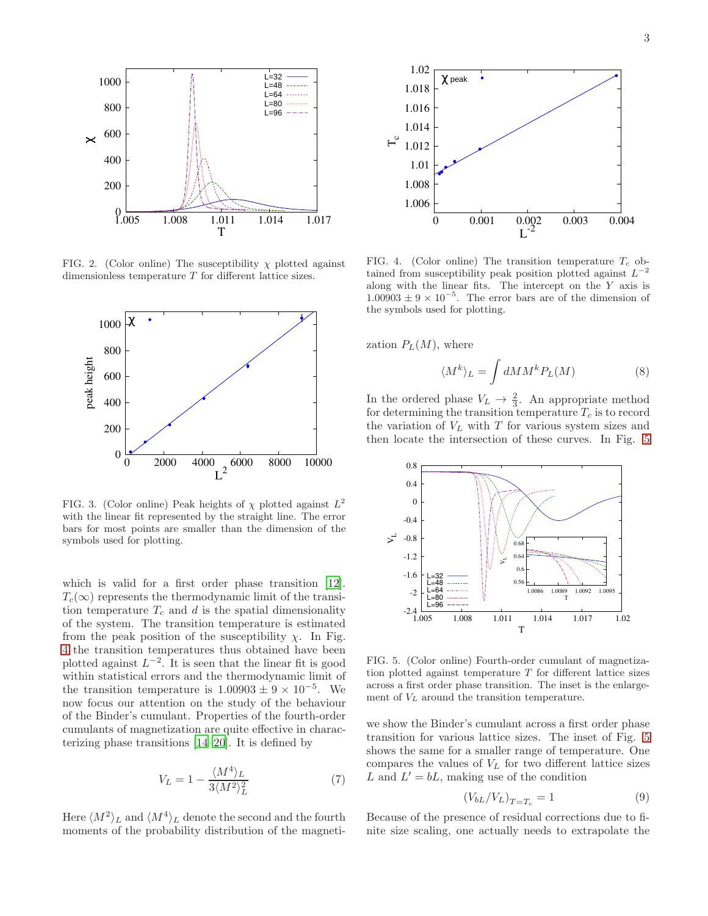FIG. 2. (Color online) The susceptibility $\chi$ plotted against dimensionless temperature $T$ for different lattice sizes.

FIG. 3. (Color online) Peak heights of $\chi$ plotted against $L^2$ with the linear fit represented by the straight line. The error bars for most points are smaller than the dimension of the symbols used for plotting.

which is valid for a first order phase transition [12]. $T_c(\infty)$ represents the thermodynamic limit of the transition temperature $T_c$ and $d$ is the spatial dimensionality of the system. The transition temperature is estimated from the peak position of the susceptibility $\chi$. In Fig. 4 the transition temperatures thus obtained have been plotted against $L^{-2}$. It is seen that the linear fit is good within statistical errors and the thermodynamic limit of the transition temperature is $1.00903 \pm 9 \times 10^{-5}$. We now focus our attention on the study of the behaviour of the Binder's cumulant. Properties of the fourth-order cumulants of magnetization are quite effective in characterizing phase transitions [14–20]. It is defined by

$$V_L = 1 - \frac{\langle M^4 \rangle_L}{3\langle M^2 \rangle_L^2} \tag{7}$$

Here $\langle M^2 \rangle_L$ and $\langle M^4 \rangle_L$ denote the second and the fourth moments of the probability distribution of the magnetization $P_L(M)$, where

$$\langle M^k \rangle_L = \int dM M^k P_L(M) \tag{8}$$

In the ordered phase $V_L \to \frac{2}{3}$. An appropriate method for determining the transition temperature $T_c$ is to record the variation of $V_L$ with $T$ for various system sizes and then locate the intersection of these curves. In Fig. 5 we show the Binder's cumulant across a first order phase transition for various lattice sizes. The inset of Fig. 5 shows the same for a smaller range of temperature. One compares the values of $V_L$ for two different lattice sizes $L$ and $L' = bL$, making use of the condition

$$(V_{bL}/V_L)_{T=T_c} = 1 \tag{9}$$

Because of the presence of residual corrections due to finite size scaling, one actually needs to extrapolate the

FIG. 4. (Color online) The transition temperature $T_c$ obtained from susceptibility peak position plotted against $L^{-2}$ along with the linear fits. The intercept on the $Y$ axis is $1.00903 \pm 9 \times 10^{-5}$. The error bars are of the dimension of the symbols used for plotting.

FIG. 5. (Color online) Fourth-order cumulant of magnetization plotted against temperature $T$ for different lattice sizes across a first order phase transition. The inset is the enlargement of $V_L$ around the transition temperature.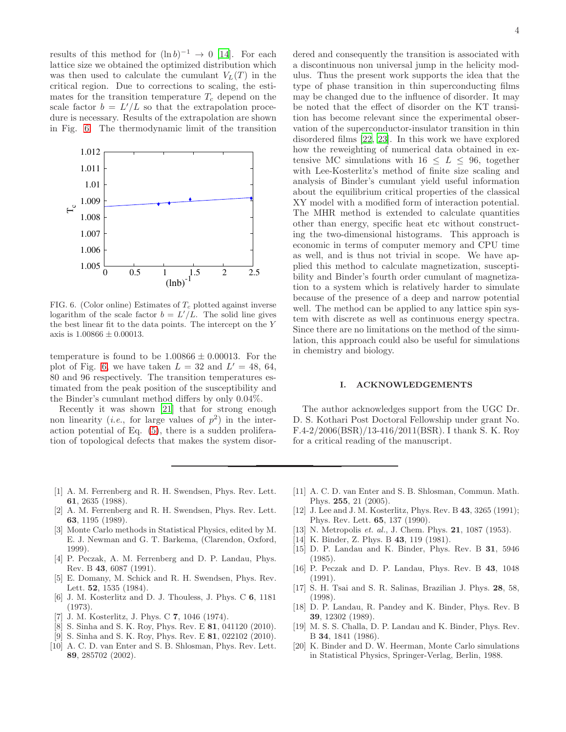results of this method for $(\ln b)^{-1} \to 0$ [14]. For each lattice size we obtained the optimized distribution which was then used to calculate the cumulant $V_L(T)$ in the critical region. Due to corrections to scaling, the estimates for the transition temperature $T_c$ depend on the scale factor $b = L'/L$ so that the extrapolation procedure is necessary. Results of the extrapolation are shown in Fig. 6. The thermodynamic limit of the transition temperature is found to be $1.00866 \pm 0.00013$. For the plot of Fig. 6, we have taken $L = 32$ and $L' = 48$, 64, 80 and 96 respectively. The transition temperatures estimated from the peak position of the susceptibility and the Binder's cumulant method differs by only 0.04%.

FIG. 6. (Color online) Estimates of $T_c$ plotted against inverse logarithm of the scale factor $b = L'/L$. The solid line gives the best linear fit to the data points. The intercept on the $Y$ axis is $1.00866 \pm 0.00013$.

Recently it was shown [21] that for strong enough non linearity (*i.e.*, for large values of $p^2$) in the interaction potential of Eq. (5), there is a sudden proliferation of topological defects that makes the system disordered and consequently the transition is associated with a discontinuous non universal jump in the helicity modulus. Thus the present work supports the idea that the type of phase transition in thin superconducting films may be changed due to the influence of disorder. It may be noted that the effect of disorder on the KT transition has become relevant since the experimental observation of the superconductor-insulator transition in thin disordered films [22, 23]. In this work we have explored how the reweighting of numerical data obtained in extensive MC simulations with $16 \leq L \leq 96$, together with Lee-Kosterlitz's method of finite size scaling and analysis of Binder's cumulant yield useful information about the equilibrium critical properties of the classical XY model with a modified form of interaction potential. The MHR method is extended to calculate quantities other than energy, specific heat etc without constructing the two-dimensional histograms. This approach is economic in terms of computer memory and CPU time as well, and is thus not trivial in scope. We have applied this method to calculate magnetization, susceptibility and Binder's fourth order cumulant of magnetization to a system which is relatively harder to simulate because of the presence of a deep and narrow potential well. The method can be applied to any lattice spin system with discrete as well as continuous energy spectra. Since there are no limitations on the method of the simulation, this approach could also be useful for simulations in chemistry and biology.

## I. ACKNOWLEDGEMENTS

The author acknowledges support from the UGC Dr. D. S. Kothari Post Doctoral Fellowship under grant No. F.4-2/2006(BSR)/13-416/2011(BSR). I thank S. K. Roy for a critical reading of the manuscript.

---

[1] A. M. Ferrenberg and R. H. Swendsen, Phys. Rev. Lett. **61**, 2635 (1988).
[2] A. M. Ferrenberg and R. H. Swendsen, Phys. Rev. Lett. **63**, 1195 (1989).
[3] Monte Carlo methods in Statistical Physics, edited by M. E. J. Newman and G. T. Barkema, (Clarendon, Oxford, 1999).
[4] P. Peczak, A. M. Ferrenberg and D. P. Landau, Phys. Rev. B **43**, 6087 (1991).
[5] E. Domany, M. Schick and R. H. Swendsen, Phys. Rev. Lett. **52**, 1535 (1984).
[6] J. M. Kosterlitz and D. J. Thouless, J. Phys. C **6**, 1181 (1973).
[7] J. M. Kosterlitz, J. Phys. C **7**, 1046 (1974).
[8] S. Sinha and S. K. Roy, Phys. Rev. E **81**, 041120 (2010).
[9] S. Sinha and S. K. Roy, Phys. Rev. E **81**, 022102 (2010).
[10] A. C. D. van Enter and S. B. Shlosman, Phys. Rev. Lett. **89**, 285702 (2002).
[11] A. C. D. van Enter and S. B. Shlosman, Commun. Math. Phys. **255**, 21 (2005).
[12] J. Lee and J. M. Kosterlitz, Phys. Rev. B **43**, 3265 (1991); Phys. Rev. Lett. **65**, 137 (1990).
[13] N. Metropolis *et. al.*, J. Chem. Phys. **21**, 1087 (1953).
[14] K. Binder, Z. Phys. B **43**, 119 (1981).
[15] D. P. Landau and K. Binder, Phys. Rev. B **31**, 5946 (1985).
[16] P. Peczak and D. P. Landau, Phys. Rev. B **43**, 1048 (1991).
[17] S. H. Tsai and S. R. Salinas, Brazilian J. Phys. **28**, 58, (1998).
[18] D. P. Landau, R. Pandey and K. Binder, Phys. Rev. B **39**, 12302 (1989).
[19] M. S. S. Challa, D. P. Landau and K. Binder, Phys. Rev. B **34**, 1841 (1986).
[20] K. Binder and D. W. Heerman, Monte Carlo simulations in Statistical Physics, Springer-Verlag, Berlin, 1988.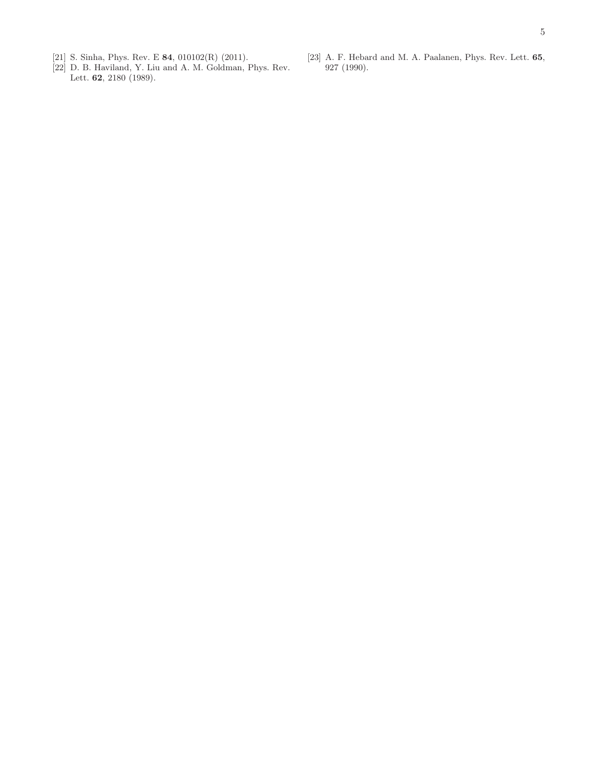[21] S. Sinha, Phys. Rev. E **84**, 010102(R) (2011).

[22] D. B. Haviland, Y. Liu and A. M. Goldman, Phys. Rev. Lett. **62**, 2180 (1989).

[23] A. F. Hebard and M. A. Paalanen, Phys. Rev. Lett. **65**, 927 (1990).